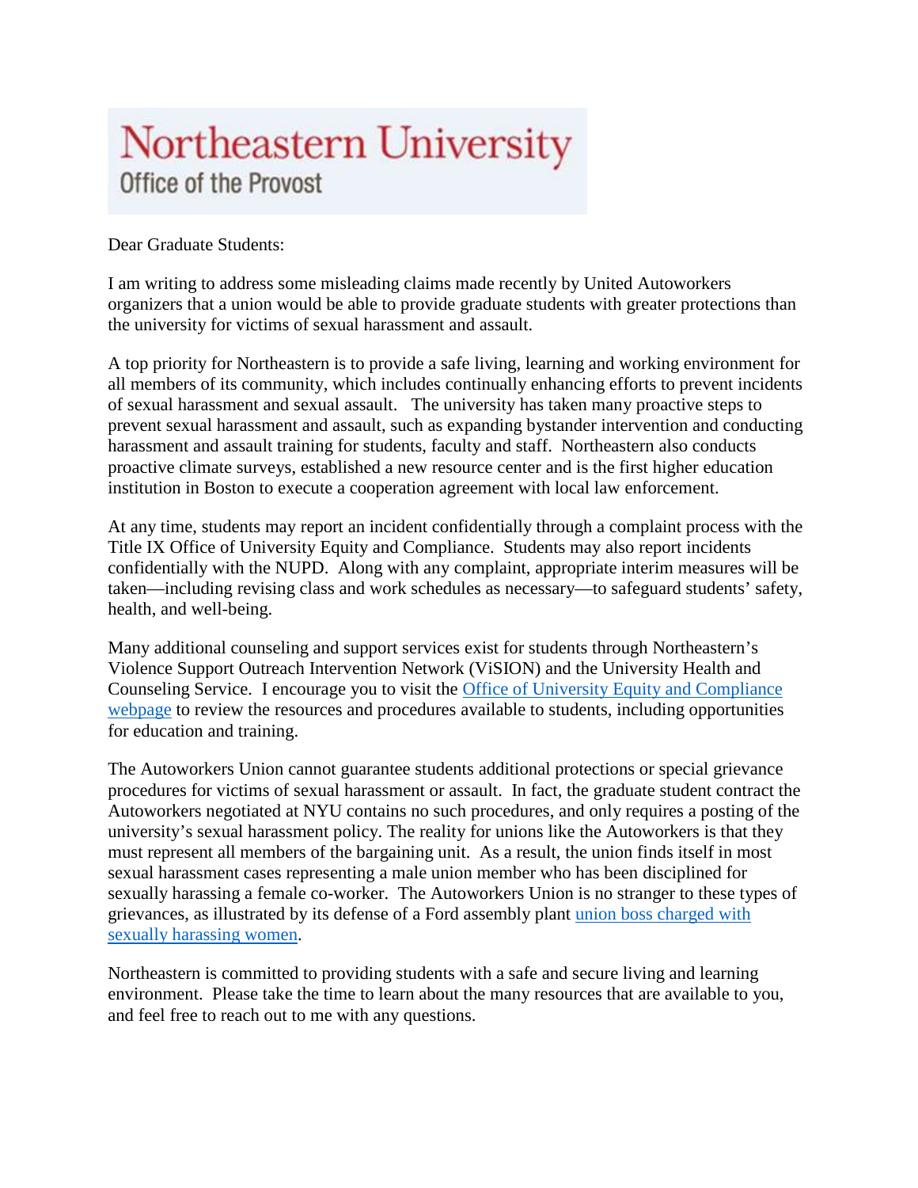# Northeastern University

## Office of the Provost

Dear Graduate Students:

I am writing to address some misleading claims made recently by United Autoworkers organizers that a union would be able to provide graduate students with greater protections than the university for victims of sexual harassment and assault.

A top priority for Northeastern is to provide a safe living, learning and working environment for all members of its community, which includes continually enhancing efforts to prevent incidents of sexual harassment and sexual assault. The university has taken many proactive steps to prevent sexual harassment and assault, such as expanding bystander intervention and conducting harassment and assault training for students, faculty and staff. Northeastern also conducts proactive climate surveys, established a new resource center and is the first higher education institution in Boston to execute a cooperation agreement with local law enforcement.

At any time, students may report an incident confidentially through a complaint process with the Title IX Office of University Equity and Compliance. Students may also report incidents confidentially with the NUPD. Along with any complaint, appropriate interim measures will be taken—including revising class and work schedules as necessary—to safeguard students' safety, health, and well-being.

Many additional counseling and support services exist for students through Northeastern's Violence Support Outreach Intervention Network (ViSION) and the University Health and Counseling Service. I encourage you to visit the [Office of University Equity and Compliance webpage] to review the resources and procedures available to students, including opportunities for education and training.

The Autoworkers Union cannot guarantee students additional protections or special grievance procedures for victims of sexual harassment or assault. In fact, the graduate student contract the Autoworkers negotiated at NYU contains no such procedures, and only requires a posting of the university's sexual harassment policy. The reality for unions like the Autoworkers is that they must represent all members of the bargaining unit. As a result, the union finds itself in most sexual harassment cases representing a male union member who has been disciplined for sexually harassing a female co-worker. The Autoworkers Union is no stranger to these types of grievances, as illustrated by its defense of a Ford assembly plant [union boss charged with sexually harassing women].

Northeastern is committed to providing students with a safe and secure living and learning environment. Please take the time to learn about the many resources that are available to you, and feel free to reach out to me with any questions.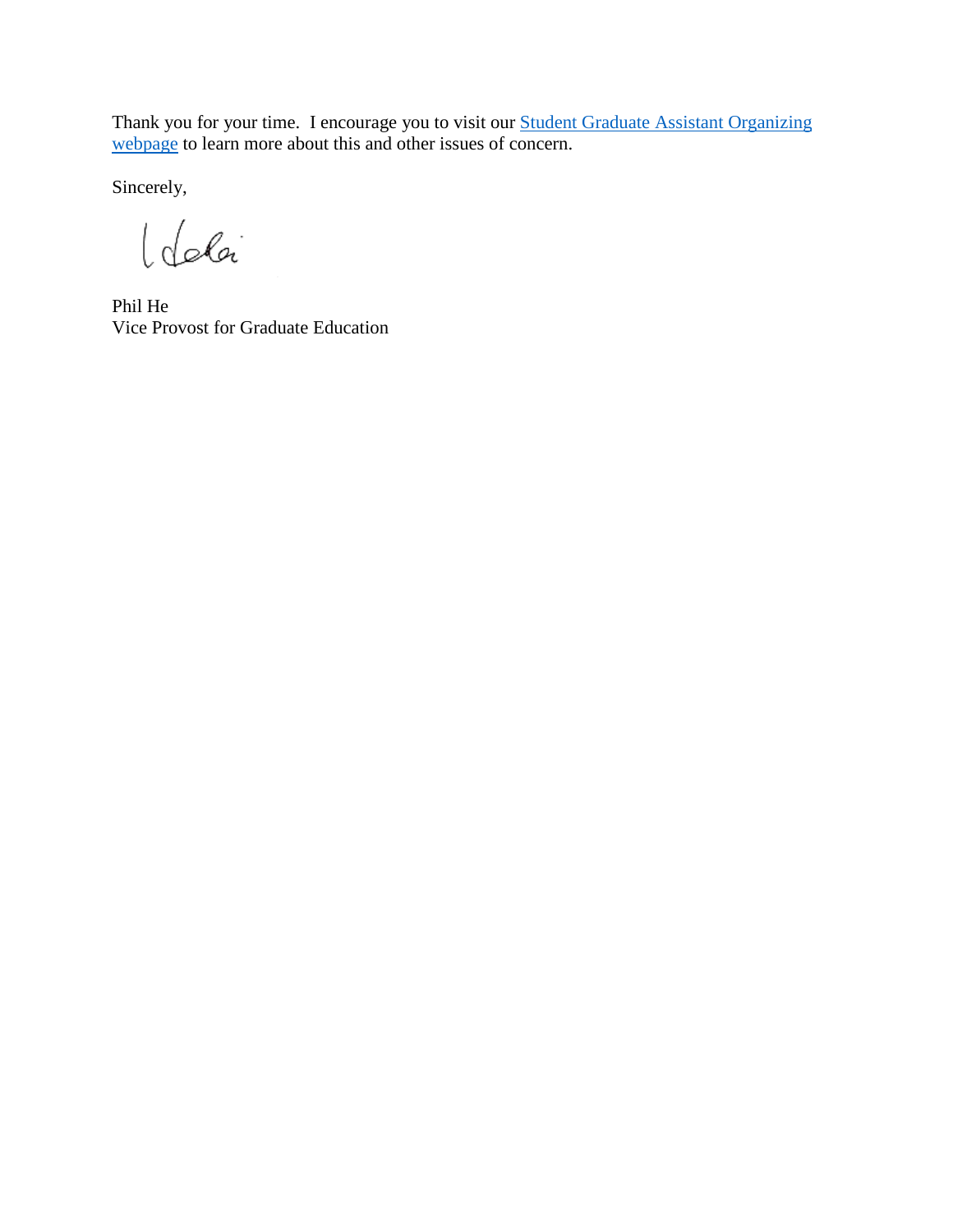Thank you for your time. I encourage you to visit our Student Graduate Assistant Organizing webpage to learn more about this and other issues of concern.

Sincerely,

Phil He
Vice Provost for Graduate Education